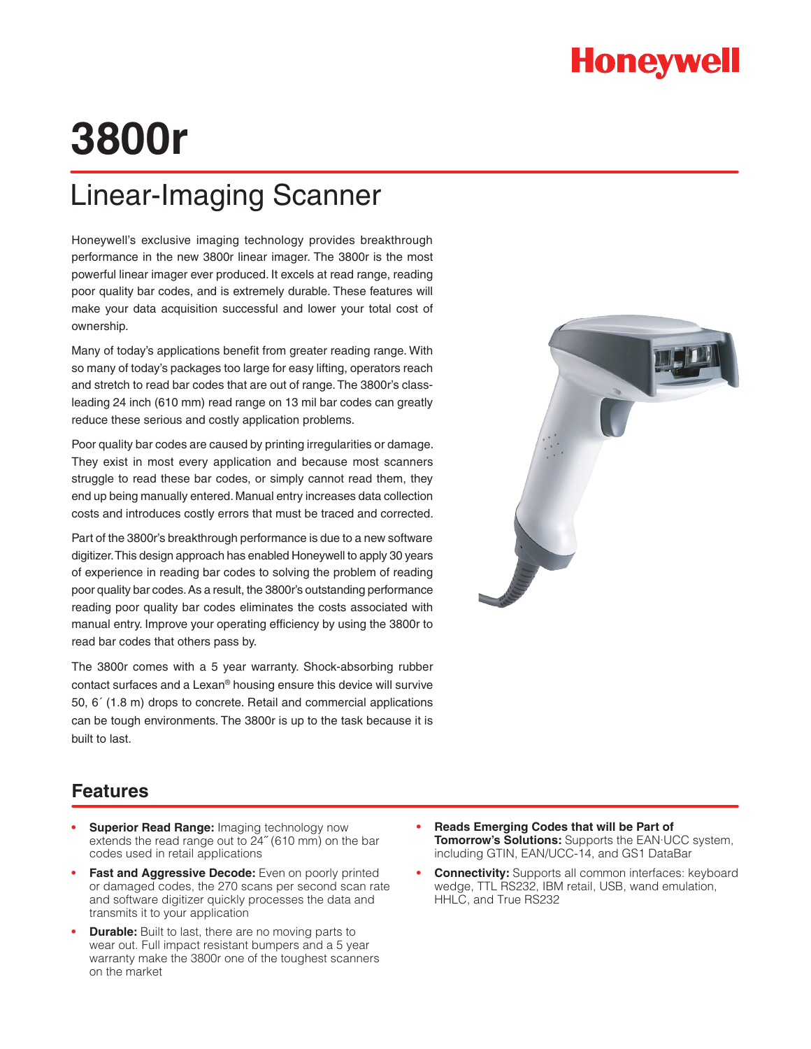Honeywell

# 3800r

## Linear-Imaging Scanner

Honeywell's exclusive imaging technology provides breakthrough performance in the new 3800r linear imager. The 3800r is the most powerful linear imager ever produced. It excels at read range, reading poor quality bar codes, and is extremely durable. These features will make your data acquisition successful and lower your total cost of ownership.

Many of today's applications benefit from greater reading range. With so many of today's packages too large for easy lifting, operators reach and stretch to read bar codes that are out of range. The 3800r's class-leading 24 inch (610 mm) read range on 13 mil bar codes can greatly reduce these serious and costly application problems.

Poor quality bar codes are caused by printing irregularities or damage. They exist in most every application and because most scanners struggle to read these bar codes, or simply cannot read them, they end up being manually entered. Manual entry increases data collection costs and introduces costly errors that must be traced and corrected.

Part of the 3800r's breakthrough performance is due to a new software digitizer. This design approach has enabled Honeywell to apply 30 years of experience in reading bar codes to solving the problem of reading poor quality bar codes. As a result, the 3800r's outstanding performance reading poor quality bar codes eliminates the costs associated with manual entry. Improve your operating efficiency by using the 3800r to read bar codes that others pass by.

The 3800r comes with a 5 year warranty. Shock-absorbing rubber contact surfaces and a Lexan® housing ensure this device will survive 50, 6´ (1.8 m) drops to concrete. Retail and commercial applications can be tough environments. The 3800r is up to the task because it is built to last.

## Features

- **Superior Read Range:** Imaging technology now extends the read range out to 24˝ (610 mm) on the bar codes used in retail applications
- **Fast and Aggressive Decode:** Even on poorly printed or damaged codes, the 270 scans per second scan rate and software digitizer quickly processes the data and transmits it to your application
- **Durable:** Built to last, there are no moving parts to wear out. Full impact resistant bumpers and a 5 year warranty make the 3800r one of the toughest scanners on the market
- **Reads Emerging Codes that will be Part of Tomorrow's Solutions:** Supports the EAN·UCC system, including GTIN, EAN/UCC-14, and GS1 DataBar
- **Connectivity:** Supports all common interfaces: keyboard wedge, TTL RS232, IBM retail, USB, wand emulation, HHLC, and True RS232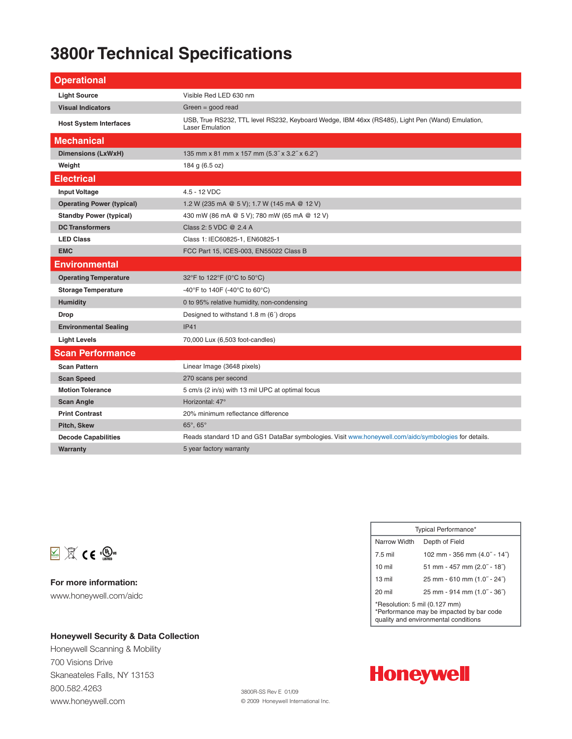# 3800r Technical Specifications

| | |
|---|---|
| **Operational** | |
| Light Source | Visible Red LED 630 nm |
| Visual Indicators | Green = good read |
| Host System Interfaces | USB, True RS232, TTL level RS232, Keyboard Wedge, IBM 46xx (RS485), Light Pen (Wand) Emulation, Laser Emulation |
| **Mechanical** | |
| Dimensions (LxWxH) | 135 mm x 81 mm x 157 mm (5.3˝ x 3.2˝ x 6.2˝) |
| Weight | 184 g (6.5 oz) |
| **Electrical** | |
| Input Voltage | 4.5 - 12 VDC |
| Operating Power (typical) | 1.2 W (235 mA @ 5 V); 1.7 W (145 mA @ 12 V) |
| Standby Power (typical) | 430 mW (86 mA @ 5 V); 780 mW (65 mA @ 12 V) |
| DC Transformers | Class 2: 5 VDC @ 2.4 A |
| LED Class | Class 1: IEC60825-1, EN60825-1 |
| EMC | FCC Part 15, ICES-003, EN55022 Class B |
| **Environmental** | |
| Operating Temperature | 32°F to 122°F (0°C to 50°C) |
| Storage Temperature | -40°F to 140F (-40°C to 60°C) |
| Humidity | 0 to 95% relative humidity, non-condensing |
| Drop | Designed to withstand 1.8 m (6´) drops |
| Environmental Sealing | IP41 |
| Light Levels | 70,000 Lux (6,503 foot-candles) |
| **Scan Performance** | |
| Scan Pattern | Linear Image (3648 pixels) |
| Scan Speed | 270 scans per second |
| Motion Tolerance | 5 cm/s (2 in/s) with 13 mil UPC at optimal focus |
| Scan Angle | Horizontal: 47° |
| Print Contrast | 20% minimum reflectance difference |
| Pitch, Skew | 65°, 65° |
| Decode Capabilities | Reads standard 1D and GS1 DataBar symbologies. Visit www.honeywell.com/aidc/symbologies for details. |
| Warranty | 5 year factory warranty |

| Typical Performance* | |
|---|---|
| Narrow Width | Depth of Field |
| 7.5 mil | 102 mm - 356 mm (4.0˝ - 14˝) |
| 10 mil | 51 mm - 457 mm (2.0˝ - 18˝) |
| 13 mil | 25 mm - 610 mm (1.0˝ - 24˝) |
| 20 mil | 25 mm - 914 mm (1.0˝ - 36˝) |

*Resolution: 5 mil (0.127 mm)
*Performance may be impacted by bar code quality and environmental conditions

**For more information:**

www.honeywell.com/aidc

**Honeywell Security & Data Collection**

Honeywell Scanning & Mobility
700 Visions Drive
Skaneateles Falls, NY 13153
800.582.4263
www.honeywell.com

3800R-SS Rev E 01/09
© 2009 Honeywell International Inc.

Honeywell